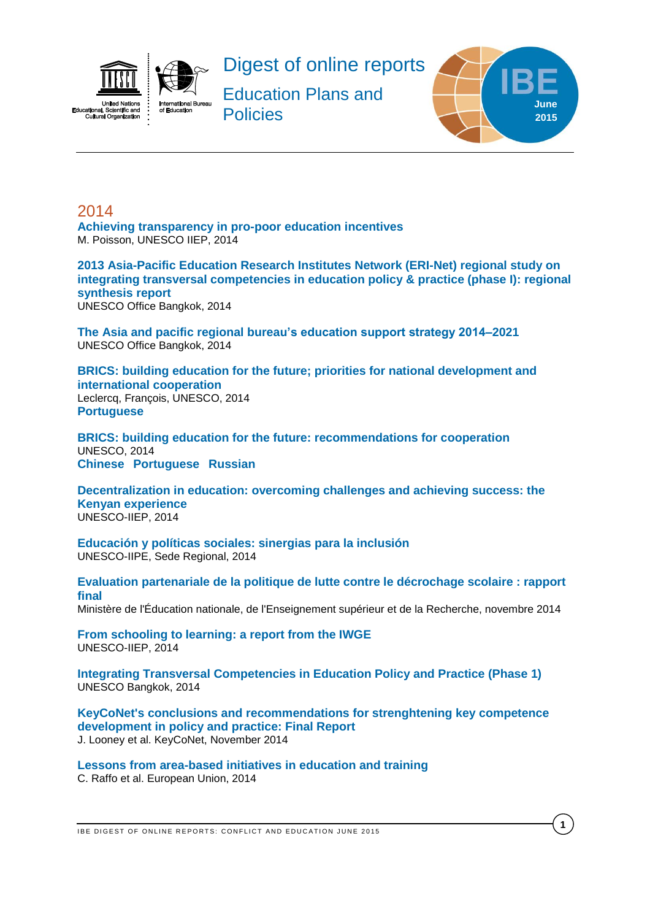# Digest of online reports

## Education Plans and Policies

IBE June 2015

## 2014

**Achieving transparency in pro-poor education incentives**
M. Poisson, UNESCO IIEP, 2014

**2013 Asia-Pacific Education Research Institutes Network (ERI-Net) regional study on integrating transversal competencies in education policy & practice (phase I): regional synthesis report**
UNESCO Office Bangkok, 2014

**The Asia and pacific regional bureau's education support strategy 2014–2021**
UNESCO Office Bangkok, 2014

**BRICS: building education for the future; priorities for national development and international cooperation**
Leclercq, François, UNESCO, 2014
**Portuguese**

**BRICS: building education for the future: recommendations for cooperation**
UNESCO, 2014
**Chinese Portuguese Russian**

**Decentralization in education: overcoming challenges and achieving success: the Kenyan experience**
UNESCO-IIEP, 2014

**Educación y políticas sociales: sinergias para la inclusión**
UNESCO-IIPE, Sede Regional, 2014

**Evaluation partenariale de la politique de lutte contre le décrochage scolaire : rapport final**
Ministère de l'Éducation nationale, de l'Enseignement supérieur et de la Recherche, novembre 2014

**From schooling to learning: a report from the IWGE**
UNESCO-IIEP, 2014

**Integrating Transversal Competencies in Education Policy and Practice (Phase 1)**
UNESCO Bangkok, 2014

**KeyCoNet's conclusions and recommendations for strenghtening key competence development in policy and practice: Final Report**
J. Looney et al. KeyCoNet, November 2014

**Lessons from area-based initiatives in education and training**
C. Raffo et al. European Union, 2014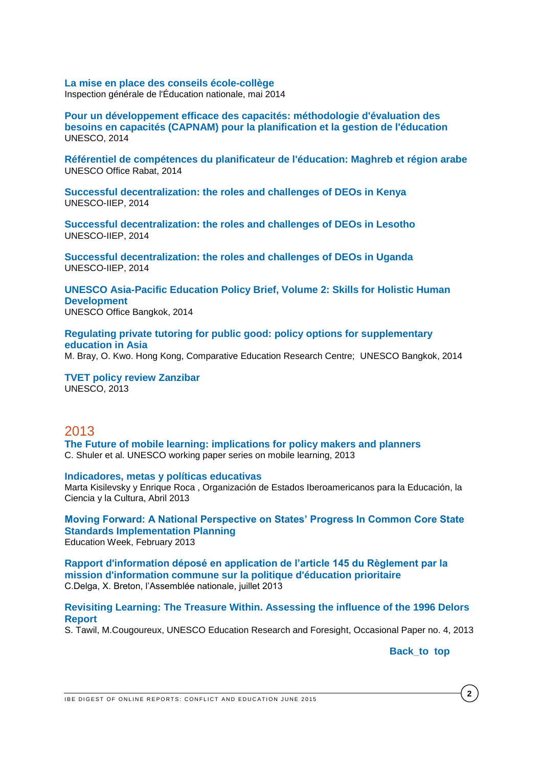**La mise en place des conseils école-collège**
Inspection générale de l'Éducation nationale, mai 2014

**Pour un développement efficace des capacités: méthodologie d'évaluation des besoins en capacités (CAPNAM) pour la planification et la gestion de l'éducation**
UNESCO, 2014

**Référentiel de compétences du planificateur de l'éducation: Maghreb et région arabe**
UNESCO Office Rabat, 2014

**Successful decentralization: the roles and challenges of DEOs in Kenya**
UNESCO-IIEP, 2014

**Successful decentralization: the roles and challenges of DEOs in Lesotho**
UNESCO-IIEP, 2014

**Successful decentralization: the roles and challenges of DEOs in Uganda**
UNESCO-IIEP, 2014

**UNESCO Asia-Pacific Education Policy Brief, Volume 2: Skills for Holistic Human Development**
UNESCO Office Bangkok, 2014

**Regulating private tutoring for public good: policy options for supplementary education in Asia**
M. Bray, O. Kwo. Hong Kong, Comparative Education Research Centre;  UNESCO Bangkok, 2014

**TVET policy review Zanzibar**
UNESCO, 2013

## 2013

**The Future of mobile learning: implications for policy makers and planners**
C. Shuler et al. UNESCO working paper series on mobile learning, 2013

**Indicadores, metas y políticas educativas**
Marta Kisilevsky y Enrique Roca , Organización de Estados Iberoamericanos para la Educación, la Ciencia y la Cultura, Abril 2013

**Moving Forward: A National Perspective on States' Progress In Common Core State Standards Implementation Planning**
Education Week, February 2013

**Rapport d'information déposé en application de l'article 145 du Règlement par la mission d'information commune sur la politique d'éducation prioritaire**
C.Delga, X. Breton, l'Assemblée nationale, juillet 2013

**Revisiting Learning: The Treasure Within. Assessing the influence of the 1996 Delors Report**
S. Tawil, M.Cougoureux, UNESCO Education Research and Foresight, Occasional Paper no. 4, 2013

**Back_to top**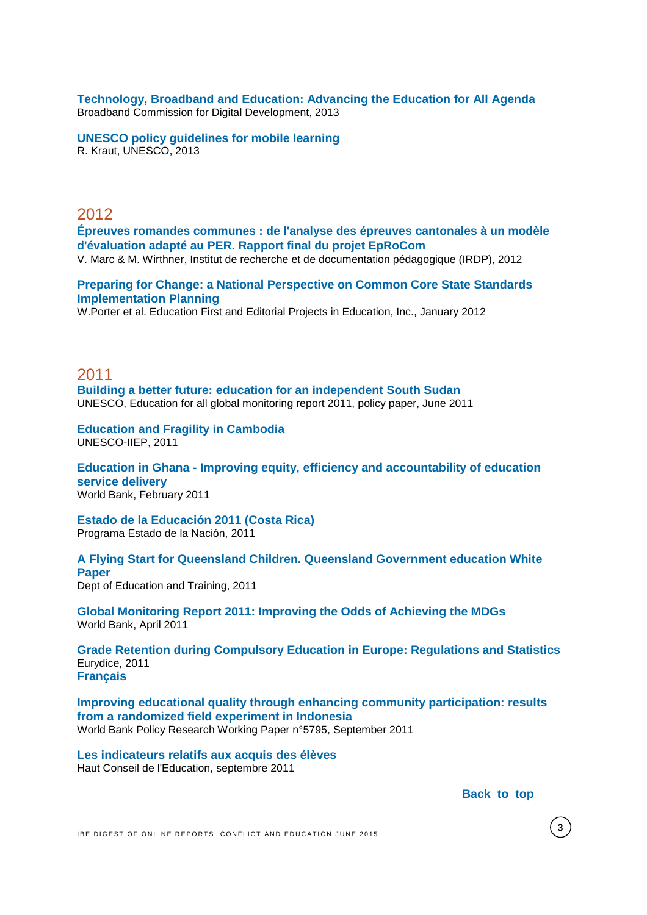**Technology, Broadband and Education: Advancing the Education for All Agenda**
Broadband Commission for Digital Development, 2013

**UNESCO policy guidelines for mobile learning**
R. Kraut, UNESCO, 2013

## 2012

**Épreuves romandes communes : de l'analyse des épreuves cantonales à un modèle d'évaluation adapté au PER. Rapport final du projet EpRoCom**
V. Marc & M. Wirthner, Institut de recherche et de documentation pédagogique (IRDP), 2012

**Preparing for Change: a National Perspective on Common Core State Standards Implementation Planning**
W.Porter et al. Education First and Editorial Projects in Education, Inc., January 2012

## 2011

**Building a better future: education for an independent South Sudan**
UNESCO, Education for all global monitoring report 2011, policy paper, June 2011

**Education and Fragility in Cambodia**
UNESCO-IIEP, 2011

**Education in Ghana - Improving equity, efficiency and accountability of education service delivery**
World Bank, February 2011

**Estado de la Educación 2011 (Costa Rica)**
Programa Estado de la Nación, 2011

**A Flying Start for Queensland Children. Queensland Government education White Paper**
Dept of Education and Training, 2011

**Global Monitoring Report 2011: Improving the Odds of Achieving the MDGs**
World Bank, April 2011

**Grade Retention during Compulsory Education in Europe: Regulations and Statistics**
Eurydice, 2011
**Français**

**Improving educational quality through enhancing community participation: results from a randomized field experiment in Indonesia**
World Bank Policy Research Working Paper n°5795, September 2011

**Les indicateurs relatifs aux acquis des élèves**
Haut Conseil de l'Education, septembre 2011

**Back to top**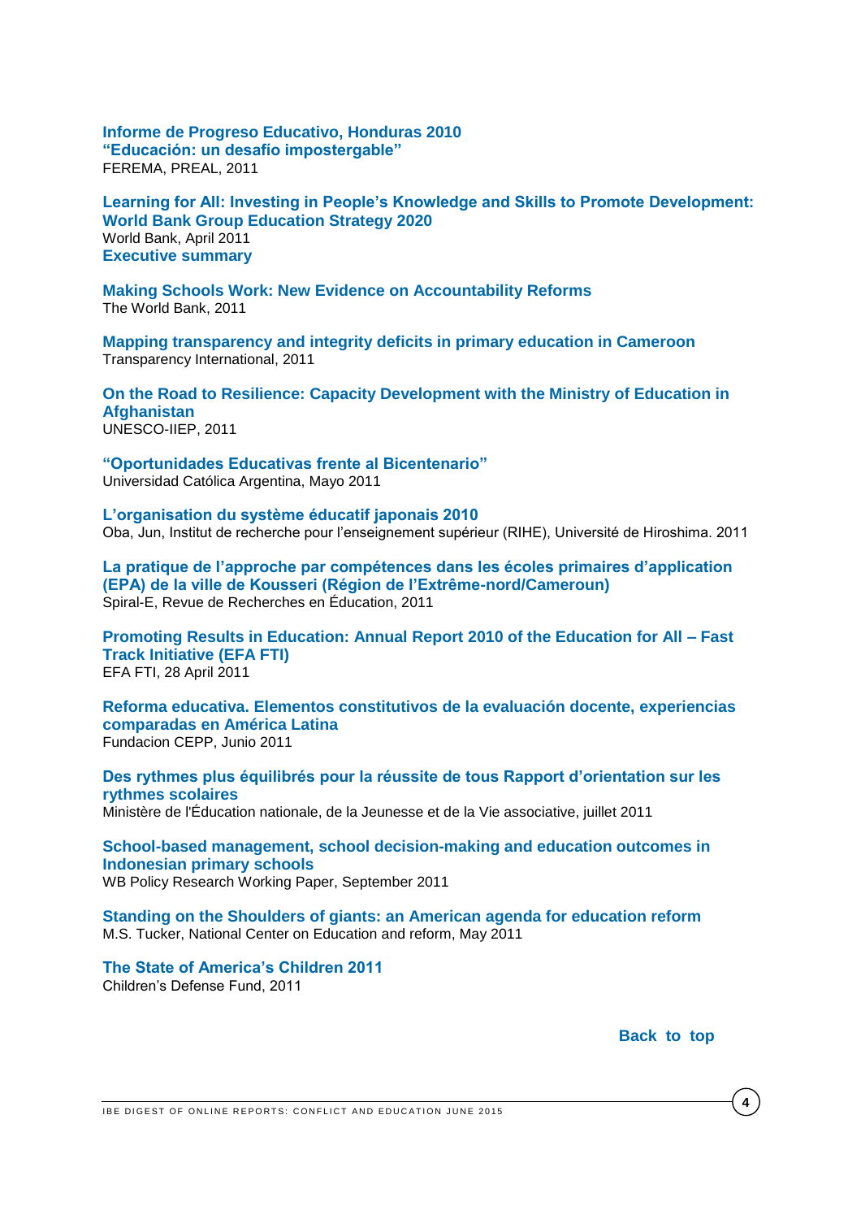**Informe de Progreso Educativo, Honduras 2010**
**“Educación: un desafío impostergable”**
FEREMA, PREAL, 2011

**Learning for All: Investing in People’s Knowledge and Skills to Promote Development: World Bank Group Education Strategy 2020**
World Bank, April 2011
**Executive summary**

**Making Schools Work: New Evidence on Accountability Reforms**
The World Bank, 2011

**Mapping transparency and integrity deficits in primary education in Cameroon**
Transparency International, 2011

**On the Road to Resilience: Capacity Development with the Ministry of Education in Afghanistan**
UNESCO-IIEP, 2011

**“Oportunidades Educativas frente al Bicentenario”**
Universidad Católica Argentina, Mayo 2011

**L’organisation du système éducatif japonais 2010**
Oba, Jun, Institut de recherche pour l’enseignement supérieur (RIHE), Université de Hiroshima. 2011

**La pratique de l’approche par compétences dans les écoles primaires d’application (EPA) de la ville de Kousseri (Région de l’Extrême-nord/Cameroun)**
Spiral-E, Revue de Recherches en Éducation, 2011

**Promoting Results in Education: Annual Report 2010 of the Education for All – Fast Track Initiative (EFA FTI)**
EFA FTI, 28 April 2011

**Reforma educativa. Elementos constitutivos de la evaluación docente, experiencias comparadas en América Latina**
Fundacion CEPP, Junio 2011

**Des rythmes plus équilibrés pour la réussite de tous Rapport d’orientation sur les rythmes scolaires**
Ministère de l'Éducation nationale, de la Jeunesse et de la Vie associative, juillet 2011

**School-based management, school decision-making and education outcomes in Indonesian primary schools**
WB Policy Research Working Paper, September 2011

**Standing on the Shoulders of giants: an American agenda for education reform**
M.S. Tucker, National Center on Education and reform, May 2011

**The State of America’s Children 2011**
Children’s Defense Fund, 2011

**Back to top**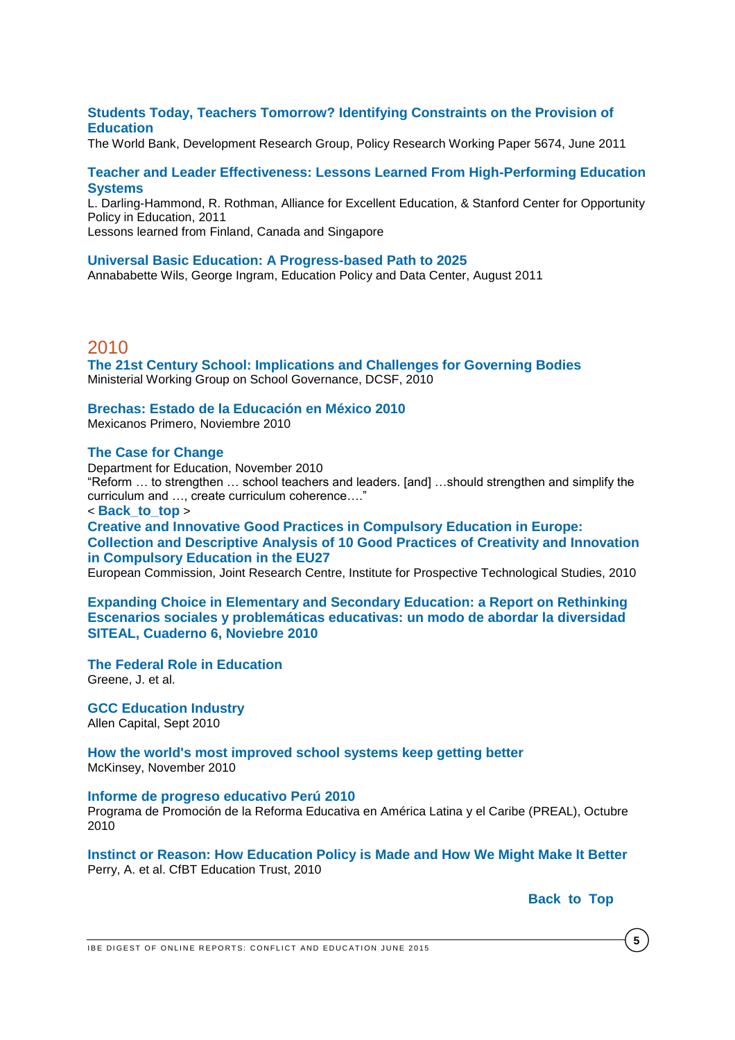**Students Today, Teachers Tomorrow? Identifying Constraints on the Provision of Education**
The World Bank, Development Research Group, Policy Research Working Paper 5674, June 2011

**Teacher and Leader Effectiveness: Lessons Learned From High-Performing Education Systems**
L. Darling-Hammond, R. Rothman, Alliance for Excellent Education, & Stanford Center for Opportunity Policy in Education, 2011
Lessons learned from Finland, Canada and Singapore

**Universal Basic Education: A Progress-based Path to 2025**
Annababette Wils, George Ingram, Education Policy and Data Center, August 2011

## 2010

**The 21st Century School: Implications and Challenges for Governing Bodies**
Ministerial Working Group on School Governance, DCSF, 2010

**Brechas: Estado de la Educación en México 2010**
Mexicanos Primero, Noviembre 2010

**The Case for Change**
Department for Education, November 2010
"Reform … to strengthen … school teachers and leaders. [and] …should strengthen and simplify the curriculum and …, create curriculum coherence…."
< **Back_to_top** >

**Creative and Innovative Good Practices in Compulsory Education in Europe: Collection and Descriptive Analysis of 10 Good Practices of Creativity and Innovation in Compulsory Education in the EU27**
European Commission, Joint Research Centre, Institute for Prospective Technological Studies, 2010

**Expanding Choice in Elementary and Secondary Education: a Report on Rethinking Escenarios sociales y problemáticas educativas: un modo de abordar la diversidad SITEAL, Cuaderno 6, Noviebre 2010**

**The Federal Role in Education**
Greene, J. et al.

**GCC Education Industry**
Allen Capital, Sept 2010

**How the world's most improved school systems keep getting better**
McKinsey, November 2010

**Informe de progreso educativo Perú 2010**
Programa de Promoción de la Reforma Educativa en América Latina y el Caribe (PREAL), Octubre 2010

**Instinct or Reason: How Education Policy is Made and How We Might Make It Better**
Perry, A. et al. CfBT Education Trust, 2010

**Back to Top**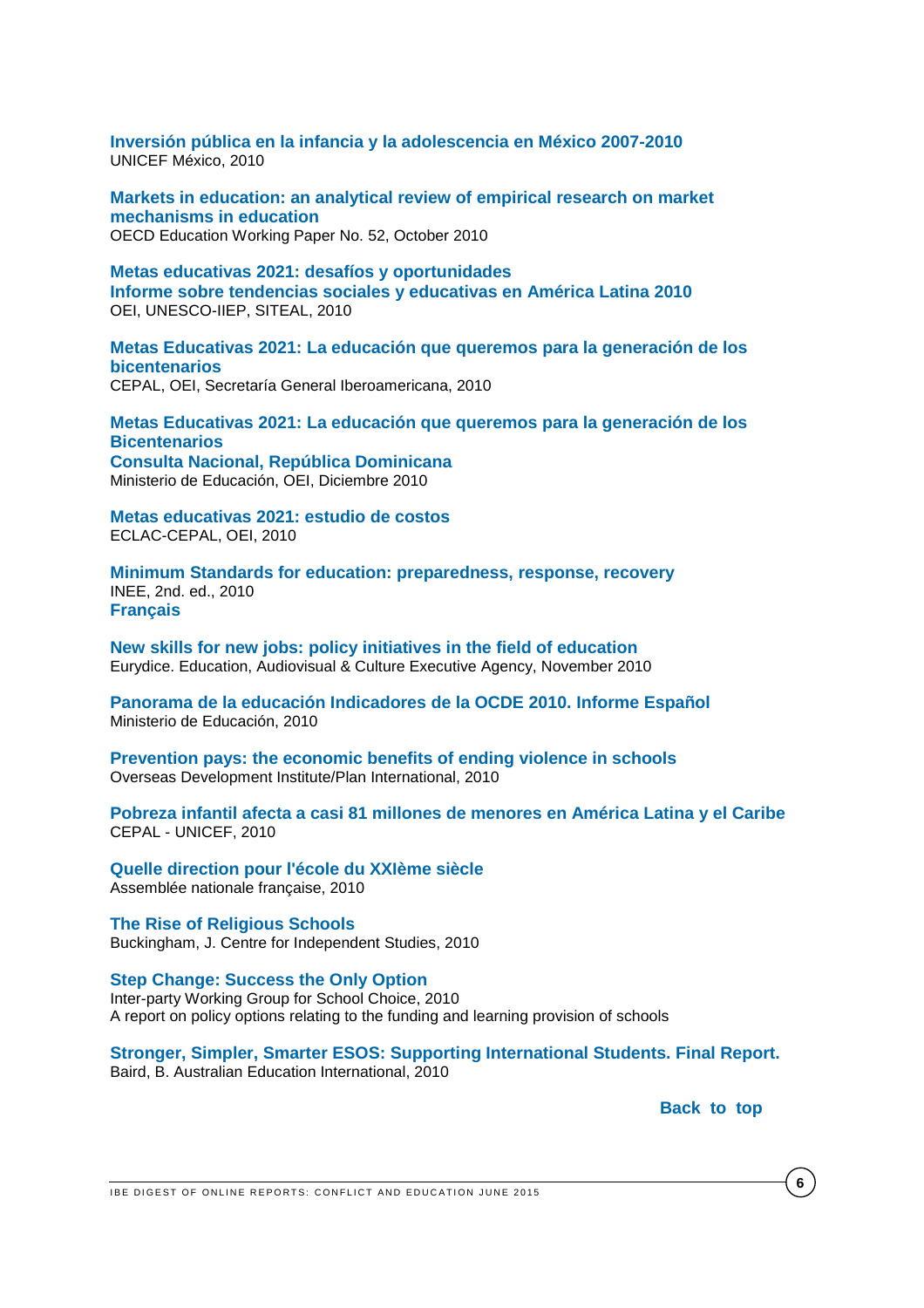**Inversión pública en la infancia y la adolescencia en México 2007-2010**
UNICEF México, 2010

**Markets in education: an analytical review of empirical research on market mechanisms in education**
OECD Education Working Paper No. 52, October 2010

**Metas educativas 2021: desafíos y oportunidades**
**Informe sobre tendencias sociales y educativas en América Latina 2010**
OEI, UNESCO-IIEP, SITEAL, 2010

**Metas Educativas 2021: La educación que queremos para la generación de los bicentenarios**
CEPAL, OEI, Secretaría General Iberoamericana, 2010

**Metas Educativas 2021: La educación que queremos para la generación de los Bicentenarios**
**Consulta Nacional, República Dominicana**
Ministerio de Educación, OEI, Diciembre 2010

**Metas educativas 2021: estudio de costos**
ECLAC-CEPAL, OEI, 2010

**Minimum Standards for education: preparedness, response, recovery**
INEE, 2nd. ed., 2010
**Français**

**New skills for new jobs: policy initiatives in the field of education**
Eurydice. Education, Audiovisual & Culture Executive Agency, November 2010

**Panorama de la educación Indicadores de la OCDE 2010. Informe Español**
Ministerio de Educación, 2010

**Prevention pays: the economic benefits of ending violence in schools**
Overseas Development Institute/Plan International, 2010

**Pobreza infantil afecta a casi 81 millones de menores en América Latina y el Caribe**
CEPAL - UNICEF, 2010

**Quelle direction pour l'école du XXIème siècle**
Assemblée nationale française, 2010

**The Rise of Religious Schools**
Buckingham, J. Centre for Independent Studies, 2010

**Step Change: Success the Only Option**
Inter-party Working Group for School Choice, 2010
A report on policy options relating to the funding and learning provision of schools

**Stronger, Simpler, Smarter ESOS: Supporting International Students. Final Report.**
Baird, B. Australian Education International, 2010

**Back to top**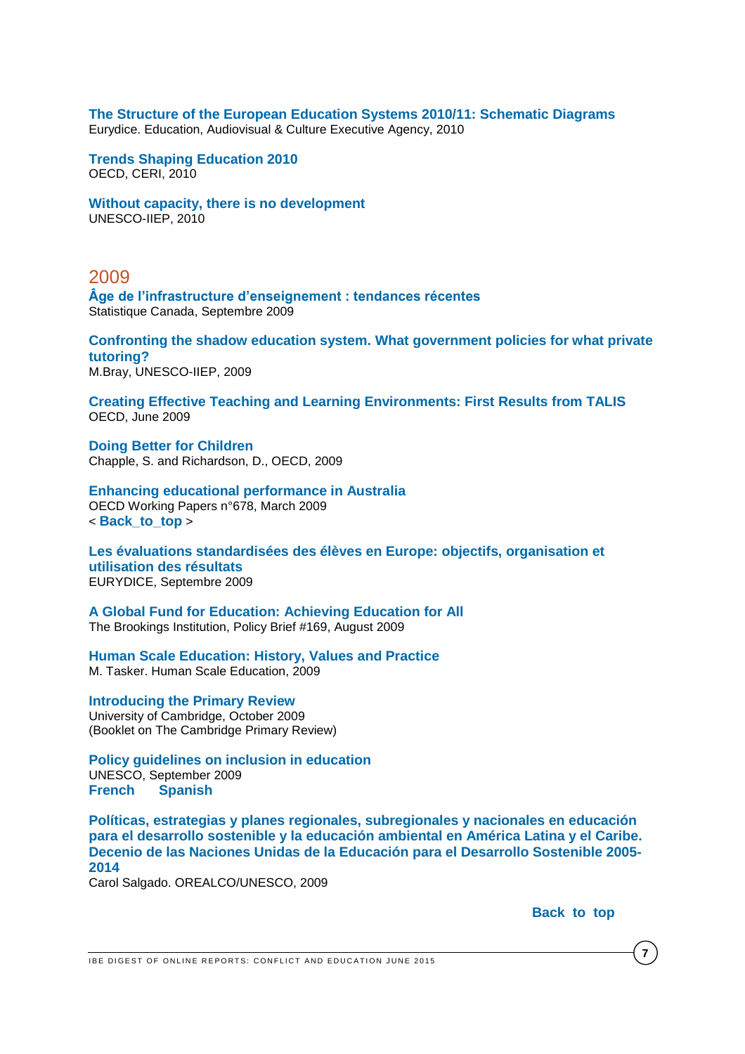**The Structure of the European Education Systems 2010/11: Schematic Diagrams**
Eurydice. Education, Audiovisual & Culture Executive Agency, 2010

**Trends Shaping Education 2010**
OECD, CERI, 2010

**Without capacity, there is no development**
UNESCO-IIEP, 2010

## 2009

**Âge de l'infrastructure d'enseignement : tendances récentes**
Statistique Canada, Septembre 2009

**Confronting the shadow education system. What government policies for what private tutoring?**
M.Bray, UNESCO-IIEP, 2009

**Creating Effective Teaching and Learning Environments: First Results from TALIS**
OECD, June 2009

**Doing Better for Children**
Chapple, S. and Richardson, D., OECD, 2009

**Enhancing educational performance in Australia**
OECD Working Papers n°678, March 2009
< **Back_to_top** >

**Les évaluations standardisées des élèves en Europe: objectifs, organisation et utilisation des résultats**
EURYDICE, Septembre 2009

**A Global Fund for Education: Achieving Education for All**
The Brookings Institution, Policy Brief #169, August 2009

**Human Scale Education: History, Values and Practice**
M. Tasker. Human Scale Education, 2009

**Introducing the Primary Review**
University of Cambridge, October 2009
(Booklet on The Cambridge Primary Review)

**Policy guidelines on inclusion in education**
UNESCO, September 2009
**French** **Spanish**

**Políticas, estrategias y planes regionales, subregionales y nacionales en educación para el desarrollo sostenible y la educación ambiental en América Latina y el Caribe. Decenio de las Naciones Unidas de la Educación para el Desarrollo Sostenible 2005-2014**
Carol Salgado. OREALCO/UNESCO, 2009

**Back to top**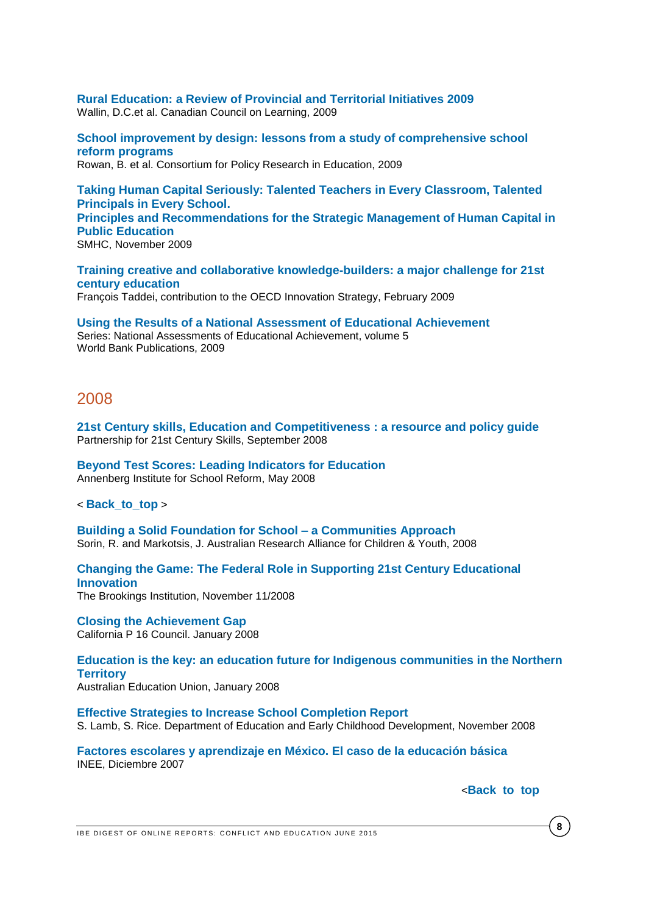**Rural Education: a Review of Provincial and Territorial Initiatives 2009**
Wallin, D.C.et al. Canadian Council on Learning, 2009

**School improvement by design: lessons from a study of comprehensive school reform programs**
Rowan, B. et al. Consortium for Policy Research in Education, 2009

**Taking Human Capital Seriously: Talented Teachers in Every Classroom, Talented Principals in Every School.**
**Principles and Recommendations for the Strategic Management of Human Capital in Public Education**
SMHC, November 2009

**Training creative and collaborative knowledge-builders: a major challenge for 21st century education**
François Taddei, contribution to the OECD Innovation Strategy, February 2009

**Using the Results of a National Assessment of Educational Achievement**
Series: National Assessments of Educational Achievement, volume 5
World Bank Publications, 2009

## 2008

**21st Century skills, Education and Competitiveness : a resource and policy guide**
Partnership for 21st Century Skills, September 2008

**Beyond Test Scores: Leading Indicators for Education**
Annenberg Institute for School Reform, May 2008

< **Back_to_top** >

**Building a Solid Foundation for School – a Communities Approach**
Sorin, R. and Markotsis, J. Australian Research Alliance for Children & Youth, 2008

**Changing the Game: The Federal Role in Supporting 21st Century Educational Innovation**
The Brookings Institution, November 11/2008

**Closing the Achievement Gap**
California P 16 Council. January 2008

**Education is the key: an education future for Indigenous communities in the Northern Territory**
Australian Education Union, January 2008

**Effective Strategies to Increase School Completion Report**
S. Lamb, S. Rice. Department of Education and Early Childhood Development, November 2008

**Factores escolares y aprendizaje en México. El caso de la educación básica**
INEE, Diciembre 2007

<**Back to top**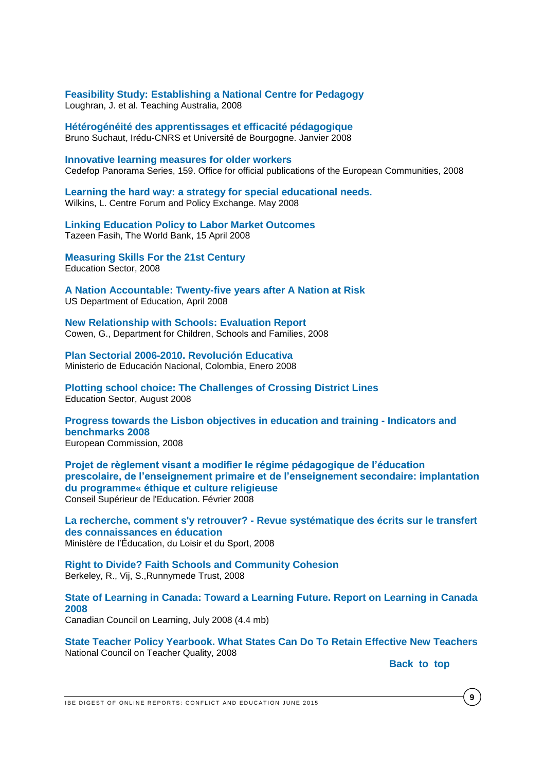**Feasibility Study: Establishing a National Centre for Pedagogy**
Loughran, J. et al. Teaching Australia, 2008

**Hétérogénéité des apprentissages et efficacité pédagogique**
Bruno Suchaut, Irédu-CNRS et Université de Bourgogne. Janvier 2008

**Innovative learning measures for older workers**
Cedefop Panorama Series, 159. Office for official publications of the European Communities, 2008

**Learning the hard way: a strategy for special educational needs.**
Wilkins, L. Centre Forum and Policy Exchange. May 2008

**Linking Education Policy to Labor Market Outcomes**
Tazeen Fasih, The World Bank, 15 April 2008

**Measuring Skills For the 21st Century**
Education Sector, 2008

**A Nation Accountable: Twenty-five years after A Nation at Risk**
US Department of Education, April 2008

**New Relationship with Schools: Evaluation Report**
Cowen, G., Department for Children, Schools and Families, 2008

**Plan Sectorial 2006-2010. Revolución Educativa**
Ministerio de Educación Nacional, Colombia, Enero 2008

**Plotting school choice: The Challenges of Crossing District Lines**
Education Sector, August 2008

**Progress towards the Lisbon objectives in education and training - Indicators and benchmarks 2008**
European Commission, 2008

**Projet de règlement visant a modifier le régime pédagogique de l'éducation prescolaire, de l'enseignement primaire et de l'enseignement secondaire: implantation du programme« éthique et culture religieuse**
Conseil Supérieur de l'Education. Février 2008

**La recherche, comment s'y retrouver? - Revue systématique des écrits sur le transfert des connaissances en éducation**
Ministère de l'Éducation, du Loisir et du Sport, 2008

**Right to Divide? Faith Schools and Community Cohesion**
Berkeley, R., Vij, S.,Runnymede Trust, 2008

**State of Learning in Canada: Toward a Learning Future. Report on Learning in Canada 2008**
Canadian Council on Learning, July 2008 (4.4 mb)

**State Teacher Policy Yearbook. What States Can Do To Retain Effective New Teachers**
National Council on Teacher Quality, 2008

**Back to top**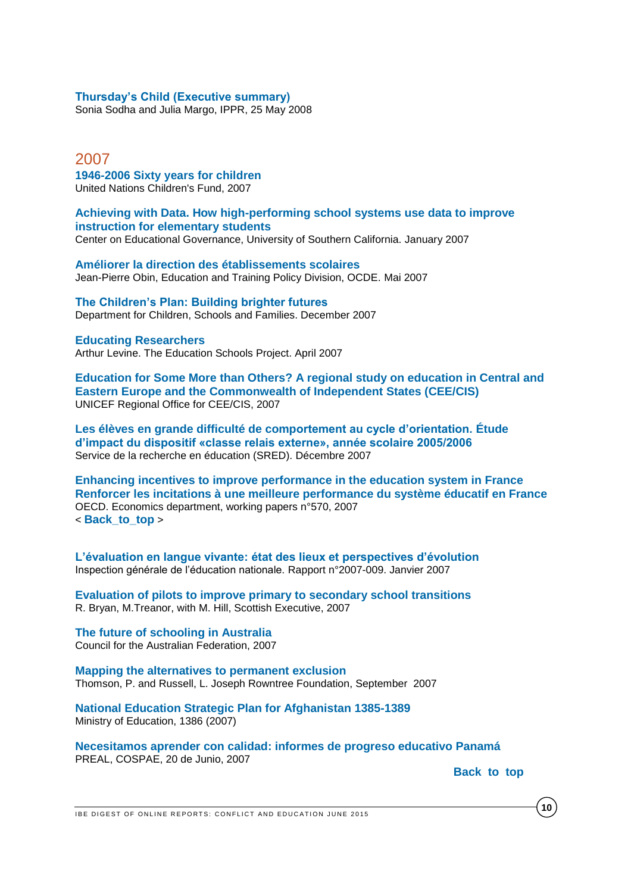**Thursday's Child (Executive summary)**
Sonia Sodha and Julia Margo, IPPR, 25 May 2008

## 2007

**1946-2006 Sixty years for children**
United Nations Children's Fund, 2007

**Achieving with Data. How high-performing school systems use data to improve instruction for elementary students**
Center on Educational Governance, University of Southern California. January 2007

**Améliorer la direction des établissements scolaires**
Jean-Pierre Obin, Education and Training Policy Division, OCDE. Mai 2007

**The Children's Plan: Building brighter futures**
Department for Children, Schools and Families. December 2007

**Educating Researchers**
Arthur Levine. The Education Schools Project. April 2007

**Education for Some More than Others? A regional study on education in Central and Eastern Europe and the Commonwealth of Independent States (CEE/CIS)**
UNICEF Regional Office for CEE/CIS, 2007

**Les élèves en grande difficulté de comportement au cycle d'orientation. Étude d'impact du dispositif «classe relais externe», année scolaire 2005/2006**
Service de la recherche en éducation (SRED). Décembre 2007

**Enhancing incentives to improve performance in the education system in France**
**Renforcer les incitations à une meilleure performance du système éducatif en France**
OECD. Economics department, working papers n°570, 2007
< **Back_to_top** >

**L'évaluation en langue vivante: état des lieux et perspectives d'évolution**
Inspection générale de l'éducation nationale. Rapport n°2007-009. Janvier 2007

**Evaluation of pilots to improve primary to secondary school transitions**
R. Bryan, M.Treanor, with M. Hill, Scottish Executive, 2007

**The future of schooling in Australia**
Council for the Australian Federation, 2007

**Mapping the alternatives to permanent exclusion**
Thomson, P. and Russell, L. Joseph Rowntree Foundation, September 2007

**National Education Strategic Plan for Afghanistan 1385-1389**
Ministry of Education, 1386 (2007)

**Necesitamos aprender con calidad: informes de progreso educativo Panamá**
PREAL, COSPAE, 20 de Junio, 2007

**Back to top**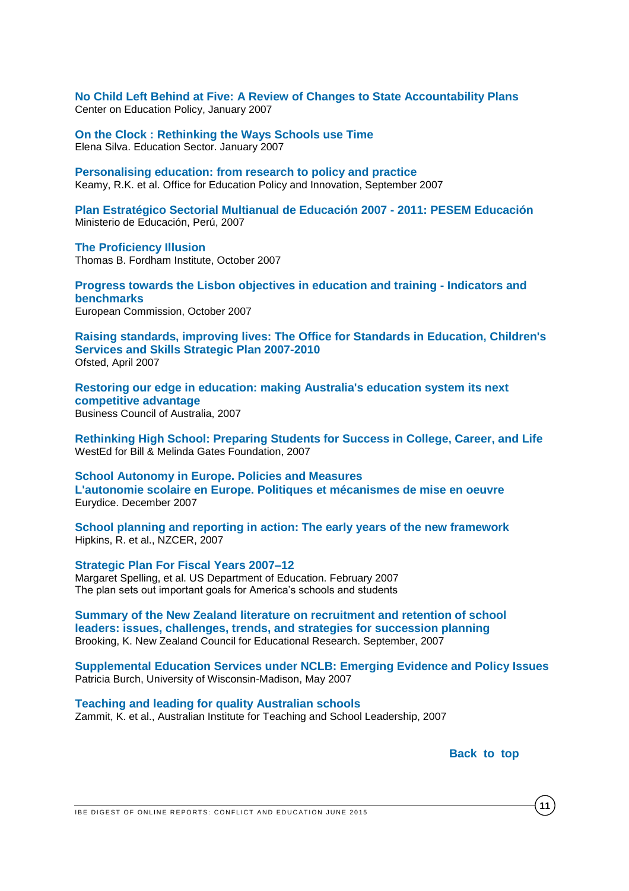**No Child Left Behind at Five: A Review of Changes to State Accountability Plans**
Center on Education Policy, January 2007

**On the Clock : Rethinking the Ways Schools use Time**
Elena Silva. Education Sector. January 2007

**Personalising education: from research to policy and practice**
Keamy, R.K. et al. Office for Education Policy and Innovation, September 2007

**Plan Estratégico Sectorial Multianual de Educación 2007 - 2011: PESEM Educación**
Ministerio de Educación, Perú, 2007

**The Proficiency Illusion**
Thomas B. Fordham Institute, October 2007

**Progress towards the Lisbon objectives in education and training - Indicators and benchmarks**
European Commission, October 2007

**Raising standards, improving lives: The Office for Standards in Education, Children's Services and Skills Strategic Plan 2007-2010**
Ofsted, April 2007

**Restoring our edge in education: making Australia's education system its next competitive advantage**
Business Council of Australia, 2007

**Rethinking High School: Preparing Students for Success in College, Career, and Life**
WestEd for Bill & Melinda Gates Foundation, 2007

**School Autonomy in Europe. Policies and Measures**
**L'autonomie scolaire en Europe. Politiques et mécanismes de mise en oeuvre**
Eurydice. December 2007

**School planning and reporting in action: The early years of the new framework**
Hipkins, R. et al., NZCER, 2007

**Strategic Plan For Fiscal Years 2007–12**
Margaret Spelling, et al. US Department of Education. February 2007
The plan sets out important goals for America's schools and students

**Summary of the New Zealand literature on recruitment and retention of school leaders: issues, challenges, trends, and strategies for succession planning**
Brooking, K. New Zealand Council for Educational Research. September, 2007

**Supplemental Education Services under NCLB: Emerging Evidence and Policy Issues**
Patricia Burch, University of Wisconsin-Madison, May 2007

**Teaching and leading for quality Australian schools**
Zammit, K. et al., Australian Institute for Teaching and School Leadership, 2007

**Back to top**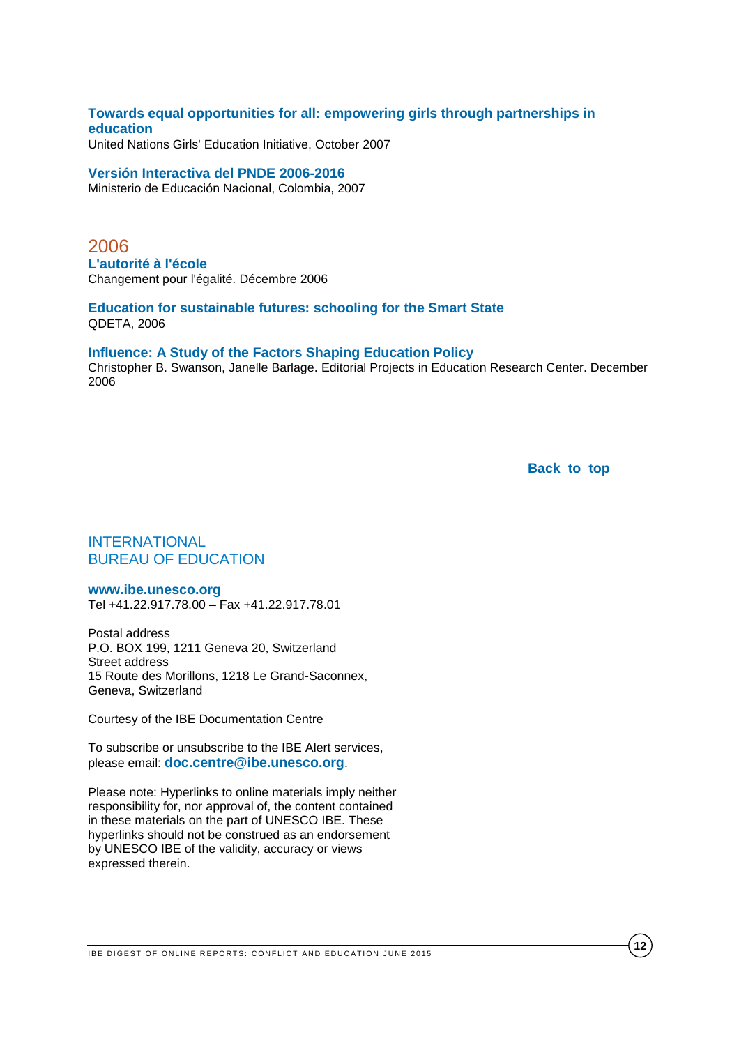**Towards equal opportunities for all: empowering girls through partnerships in education**
United Nations Girls' Education Initiative, October 2007

**Versión Interactiva del PNDE 2006-2016**
Ministerio de Educación Nacional, Colombia, 2007

## 2006

**L'autorité à l'école**
Changement pour l'égalité. Décembre 2006

**Education for sustainable futures: schooling for the Smart State**
QDETA, 2006

**Influence: A Study of the Factors Shaping Education Policy**
Christopher B. Swanson, Janelle Barlage. Editorial Projects in Education Research Center. December 2006

**Back to top**

INTERNATIONAL
BUREAU OF EDUCATION

**www.ibe.unesco.org**
Tel +41.22.917.78.00 – Fax +41.22.917.78.01

Postal address
P.O. BOX 199, 1211 Geneva 20, Switzerland
Street address
15 Route des Morillons, 1218 Le Grand-Saconnex, Geneva, Switzerland

Courtesy of the IBE Documentation Centre

To subscribe or unsubscribe to the IBE Alert services, please email: **doc.centre@ibe.unesco.org**.

Please note: Hyperlinks to online materials imply neither responsibility for, nor approval of, the content contained in these materials on the part of UNESCO IBE. These hyperlinks should not be construed as an endorsement by UNESCO IBE of the validity, accuracy or views expressed therein.